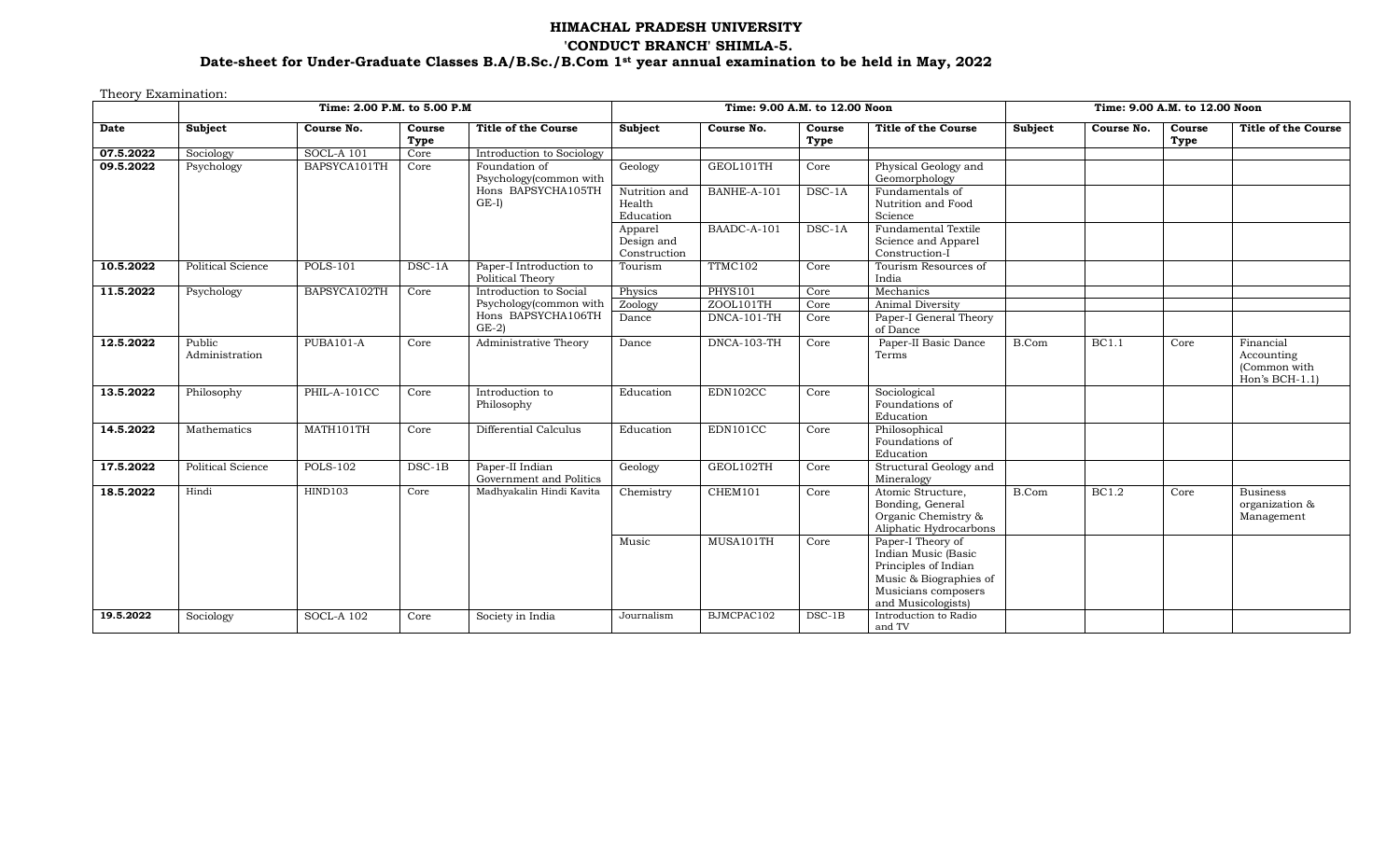# HIMACHAL PRADESH UNIVERSITY

## 'CONDUCT BRANCH' SHIMLA-5.

### Date-sheet for Under-Graduate Classes B.A/B.Sc./B.Com 1st year annual examination to be held in May, 2022

Theory Examination:

| | Time: 2.00 P.M. to 5.00 P.M | | | | Time: 9.00 A.M. to 12.00 Noon | | | | Time: 9.00 A.M. to 12.00 Noon | | | |
|---|---|---|---|---|---|---|---|---|---|---|---|---|
| **Date** | **Subject** | **Course No.** | **Course Type** | **Title of the Course** | **Subject** | **Course No.** | **Course Type** | **Title of the Course** | **Subject** | **Course No.** | **Course Type** | **Title of the Course** |
| **07.5.2022** | Sociology | SOCL-A 101 | Core | Introduction to Sociology | | | | | | | | |
| **09.5.2022** | Psychology | BAPSYCA101TH | Core | Foundation of Psychology(common with Hons BAPSYCHA105TH GE-I) | Geology | GEOL101TH | Core | Physical Geology and Geomorphology | | | | |
| | | | | | Nutrition and Health Education | BANHE-A-101 | DSC-1A | Fundamentals of Nutrition and Food Science | | | | |
| | | | | | Apparel Design and Construction | BAADC-A-101 | DSC-1A | Fundamental Textile Science and Apparel Construction-I | | | | |
| **10.5.2022** | Political Science | POLS-101 | DSC-1A | Paper-I Introduction to Political Theory | Tourism | TTMC102 | Core | Tourism Resources of India | | | | |
| **11.5.2022** | Psychology | BAPSYCA102TH | Core | Introduction to Social Psychology(common with Hons BAPSYCHA106TH GE-2) | Physics | PHYS101 | Core | Mechanics | | | | |
| | | | | | Zoology | ZOOL101TH | Core | Animal Diversity | | | | |
| | | | | | Dance | DNCA-101-TH | Core | Paper-I General Theory of Dance | | | | |
| **12.5.2022** | Public Administration | PUBA101-A | Core | Administrative Theory | Dance | DNCA-103-TH | Core | Paper-II Basic Dance Terms | B.Com | BC1.1 | Core | Financial Accounting (Common with Hon's BCH-1.1) |
| **13.5.2022** | Philosophy | PHIL-A-101CC | Core | Introduction to Philosophy | Education | EDN102CC | Core | Sociological Foundations of Education | | | | |
| **14.5.2022** | Mathematics | MATH101TH | Core | Differential Calculus | Education | EDN101CC | Core | Philosophical Foundations of Education | | | | |
| **17.5.2022** | Political Science | POLS-102 | DSC-1B | Paper-II Indian Government and Politics | Geology | GEOL102TH | Core | Structural Geology and Mineralogy | | | | |
| **18.5.2022** | Hindi | HIND103 | Core | Madhyakalin Hindi Kavita | Chemistry | CHEM101 | Core | Atomic Structure, Bonding, General Organic Chemistry & Aliphatic Hydrocarbons | B.Com | BC1.2 | Core | Business organization & Management |
| | | | | | Music | MUSA101TH | Core | Paper-I Theory of Indian Music (Basic Principles of Indian Music & Biographies of Musicians composers and Musicologists) | | | | |
| **19.5.2022** | Sociology | SOCL-A 102 | Core | Society in India | Journalism | BJMCPAC102 | DSC-1B | Introduction to Radio and TV | | | | |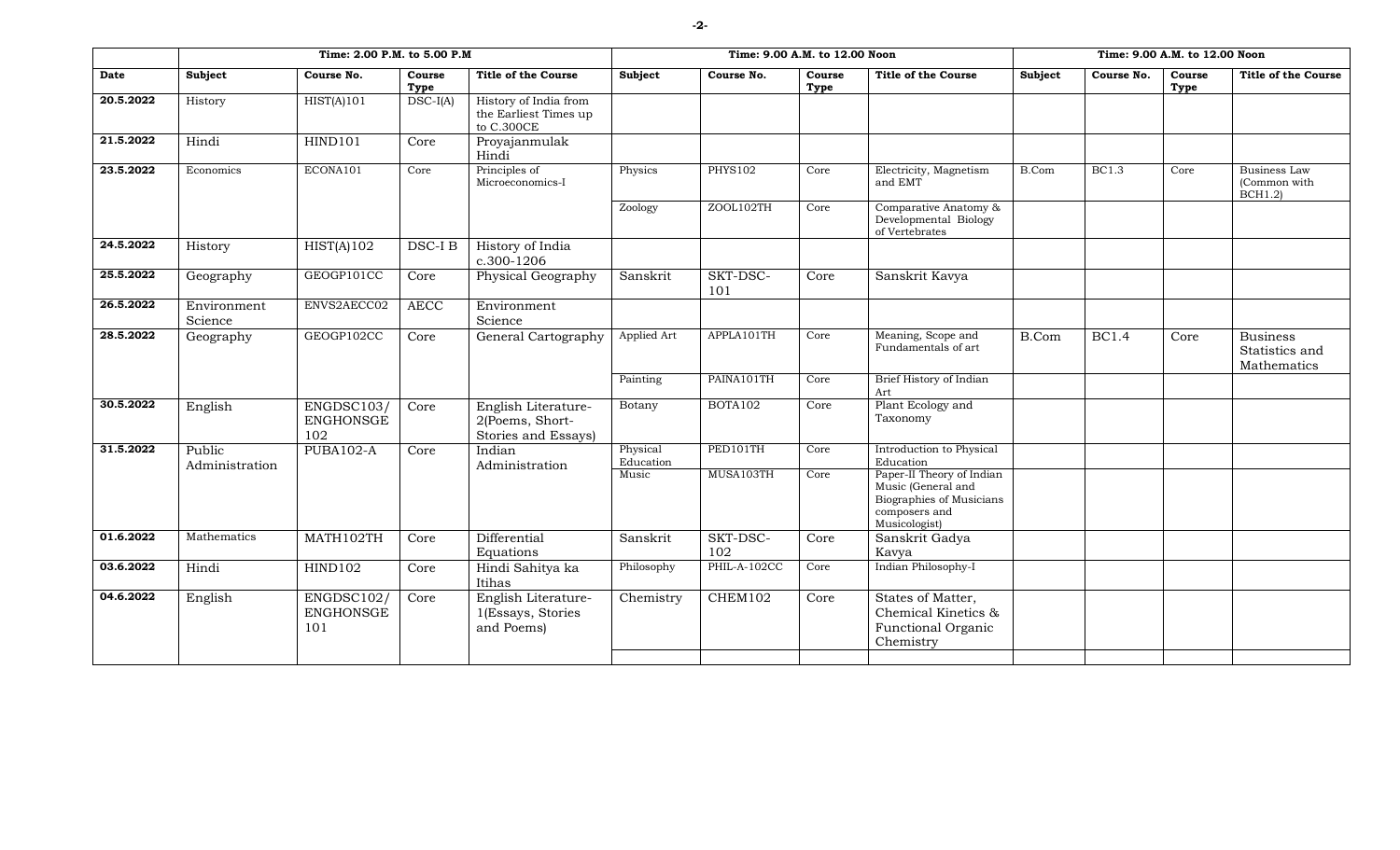| | Time: 2.00 P.M. to 5.00 P.M | | | | Time: 9.00 A.M. to 12.00 Noon | | | | Time: 9.00 A.M. to 12.00 Noon | | | |
|---|---|---|---|---|---|---|---|---|---|---|---|---|
| **Date** | **Subject** | **Course No.** | **Course Type** | **Title of the Course** | **Subject** | **Course No.** | **Course Type** | **Title of the Course** | **Subject** | **Course No.** | **Course Type** | **Title of the Course** |
| **20.5.2022** | History | HIST(A)101 | DSC-I(A) | History of India from the Earliest Times up to C.300CE | | | | | | | | |
| **21.5.2022** | Hindi | HIND101 | Core | Proyajanmulak Hindi | | | | | | | | |
| **23.5.2022** | Economics | ECONA101 | Core | Principles of Microeconomics-I | Physics | PHYS102 | Core | Electricity, Magnetism and EMT | B.Com | BC1.3 | Core | Business Law (Common with BCH1.2) |
| | | | | | Zoology | ZOOL102TH | Core | Comparative Anatomy & Developmental Biology of Vertebrates | | | | |
| **24.5.2022** | History | HIST(A)102 | DSC-I B | History of India c.300-1206 | | | | | | | | |
| **25.5.2022** | Geography | GEOGP101CC | Core | Physical Geography | Sanskrit | SKT-DSC-101 | Core | Sanskrit Kavya | | | | |
| **26.5.2022** | Environment Science | ENVS2AECC02 | AECC | Environment Science | | | | | | | | |
| **28.5.2022** | Geography | GEOGP102CC | Core | General Cartography | Applied Art | APPLA101TH | Core | Meaning, Scope and Fundamentals of art | B.Com | BC1.4 | Core | Business Statistics and Mathematics |
| | | | | | Painting | PAINA101TH | Core | Brief History of Indian Art | | | | |
| **30.5.2022** | English | ENGDSC103/ ENGHONSGE 102 | Core | English Literature-2(Poems, Short-Stories and Essays) | Botany | BOTA102 | Core | Plant Ecology and Taxonomy | | | | |
| **31.5.2022** | Public Administration | PUBA102-A | Core | Indian Administration | Physical Education | PED101TH | Core | Introduction to Physical Education | | | | |
| | | | | | Music | MUSA103TH | Core | Paper-II Theory of Indian Music (General and Biographies of Musicians composers and Musicologist) | | | | |
| **01.6.2022** | Mathematics | MATH102TH | Core | Differential Equations | Sanskrit | SKT-DSC-102 | Core | Sanskrit Gadya Kavya | | | | |
| **03.6.2022** | Hindi | HIND102 | Core | Hindi Sahitya ka Itihas | Philosophy | PHIL-A-102CC | Core | Indian Philosophy-I | | | | |
| **04.6.2022** | English | ENGDSC102/ ENGHONSGE 101 | Core | English Literature-1(Essays, Stories and Poems) | Chemistry | CHEM102 | Core | States of Matter, Chemical Kinetics & Functional Organic Chemistry | | | | |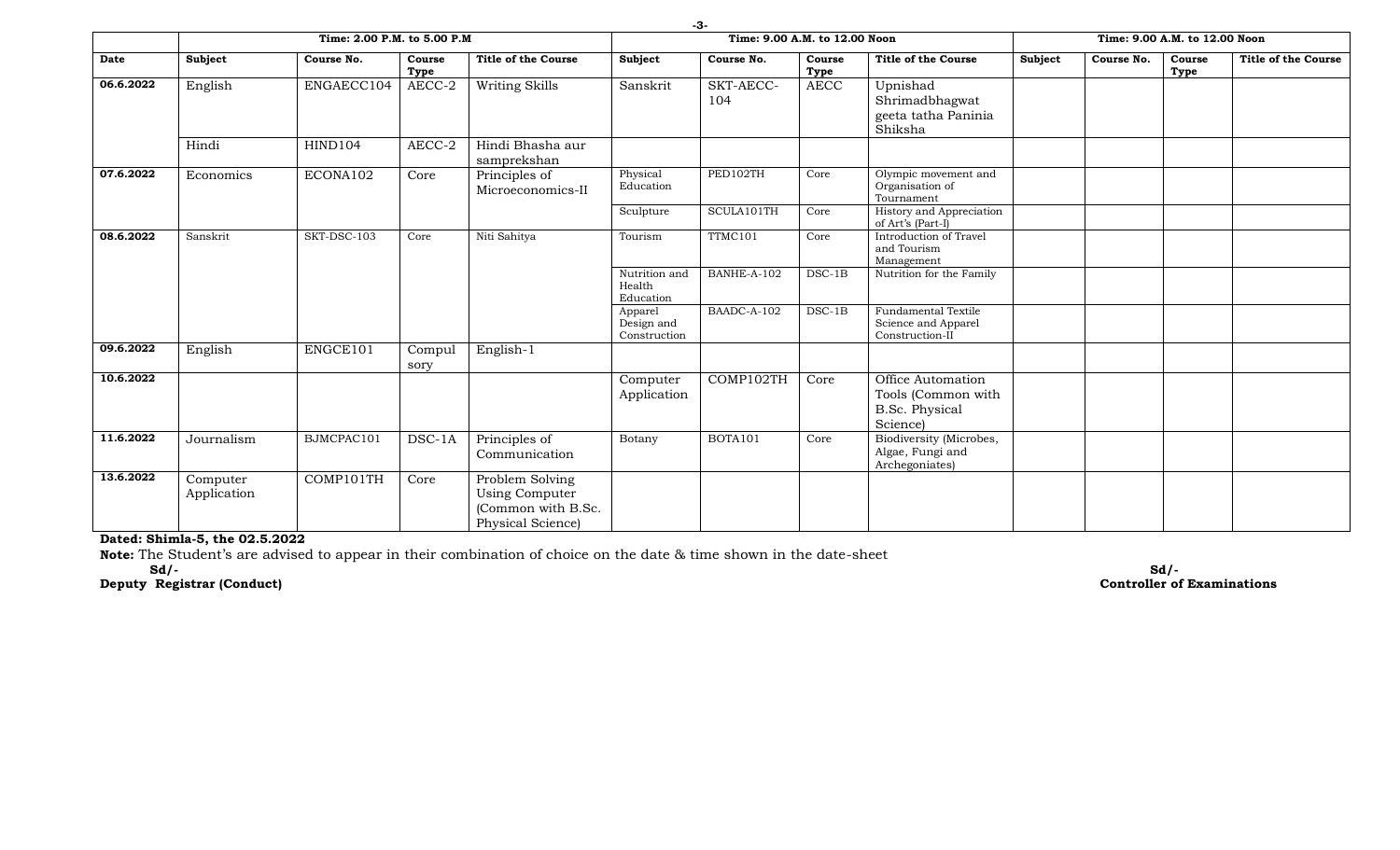| | Time: 2.00 P.M. to 5.00 P.M | | | | Time: 9.00 A.M. to 12.00 Noon | | | | Time: 9.00 A.M. to 12.00 Noon | | | |
|---|---|---|---|---|---|---|---|---|---|---|---|---|
| **Date** | **Subject** | **Course No.** | **Course Type** | **Title of the Course** | **Subject** | **Course No.** | **Course Type** | **Title of the Course** | **Subject** | **Course No.** | **Course Type** | **Title of the Course** |
| **06.6.2022** | English | ENGAECC104 | AECC-2 | Writing Skills | Sanskrit | SKT-AECC-104 | AECC | Upnishad Shrimadbhagwat geeta tatha Paninia Shiksha | | | | |
| | Hindi | HIND104 | AECC-2 | Hindi Bhasha aur samprekshan | | | | | | | | |
| **07.6.2022** | Economics | ECONA102 | Core | Principles of Microeconomics-II | Physical Education | PED102TH | Core | Olympic movement and Organisation of Tournament | | | | |
| | | | | | Sculpture | SCULA101TH | Core | History and Appreciation of Art's (Part-I) | | | | |
| **08.6.2022** | Sanskrit | SKT-DSC-103 | Core | Niti Sahitya | Tourism | TTMC101 | Core | Introduction of Travel and Tourism Management | | | | |
| | | | | | Nutrition and Health Education | BANHE-A-102 | DSC-1B | Nutrition for the Family | | | | |
| | | | | | Apparel Design and Construction | BAADC-A-102 | DSC-1B | Fundamental Textile Science and Apparel Construction-II | | | | |
| **09.6.2022** | English | ENGCE101 | Compulsory | English-1 | | | | | | | | |
| **10.6.2022** | | | | | Computer Application | COMP102TH | Core | Office Automation Tools (Common with B.Sc. Physical Science) | | | | |
| **11.6.2022** | Journalism | BJMCPAC101 | DSC-1A | Principles of Communication | Botany | BOTA101 | Core | Biodiversity (Microbes, Algae, Fungi and Archegoniates) | | | | |
| **13.6.2022** | Computer Application | COMP101TH | Core | Problem Solving Using Computer (Common with B.Sc. Physical Science) | | | | | | | | |

**Dated: Shimla-5, the 02.5.2022**

**Note:** The Student's are advised to appear in their combination of choice on the date & time shown in the date-sheet

**Sd/-**
**Deputy Registrar (Conduct)**

**Sd/-**
**Controller of Examinations**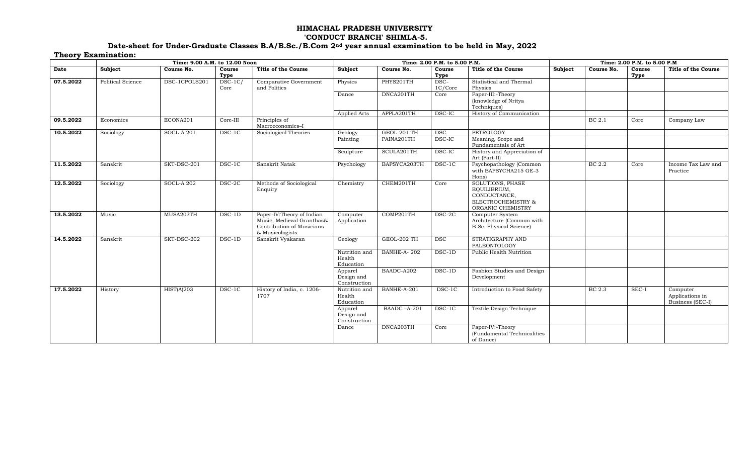# HIMACHAL PRADESH UNIVERSITY
## 'CONDUCT BRANCH' SHIMLA-5.
### Date-sheet for Under-Graduate Classes B.A/B.Sc./B.Com 2nd year annual examination to be held in May, 2022

**Theory Examination:**

| | Time: 9.00 A.M. to 12.00 Noon | | | | Time: 2.00 P.M. to 5.00 P.M. | | | | Time: 2.00 P.M. to 5.00 P.M | | | |
|---|---|---|---|---|---|---|---|---|---|---|---|---|
| **Date** | **Subject** | **Course No.** | **Course Type** | **Title of the Course** | **Subject** | **Course No.** | **Course Type** | **Title of the Course** | **Subject** | **Course No.** | **Course Type** | **Title of the Course** |
| **07.5.2022** | Political Science | DSC-1CPOLS201 | DSC-1C/ Core | Comparative Government and Politics | Physics | PHYS201TH | DSC-1C/Core | Statistical and Thermal Physics | | | | |
| | | | | | Dance | DNCA201TH | Core | Paper-III:-Theory (knowledge of Nritya Techniques) | | | | |
| | | | | | Applied Arts | APPLA201TH | DSC-IC | History of Communication | | | | |
| **09.5.2022** | Economics | ECONA201 | Core-III | Principles of Macroeconomics–I | | | | | | BC 2.1 | Core | Company Law |
| **10.5.2022** | Sociology | SOCL-A 201 | DSC-1C | Sociological Theories | Geology | GEOL-201 TH | DSC | PETROLOGY | | | | |
| | | | | | Painting | PAINA201TH | DSC-IC | Meaning, Scope and Fundamentals of Art | | | | |
| | | | | | Sculpture | SCULA201TH | DSC-IC | History and Appreciation of Art (Part-II) | | | | |
| **11.5.2022** | Sanskrit | SKT-DSC-201 | DSC-1C | Sanskrit Natak | Psychology | BAPSYCA203TH | DSC-1C | Psychopathology (Common with BAPSYCHA215 GE-3 Hons) | | BC 2.2 | Core | Income Tax Law and Practice |
| **12.5.2022** | Sociology | SOCL-A 202 | DSC-2C | Methods of Sociological Enquiry | Chemistry | CHEM201TH | Core | SOLUTIONS, PHASE EQUILIBRIUM, CONDUCTANCE, ELECTROCHEMISTRY & ORGANIC CHEMISTRY | | | | |
| **13.5.2022** | Music | MUSA203TH | DSC-1D | Paper-IV:Theory of Indian Music, Medieval Granthas& Contribution of Musicians & Musicologists | Computer Application | COMP201TH | DSC-2C | Computer System Architecture (Common with B.Sc. Physical Science) | | | | |
| **14.5.2022** | Sanskrit | SKT-DSC-202 | DSC-1D | Sanskrit Vyakaran | Geology | GEOL-202 TH | DSC | STRATIGRAPHY AND PALEONTOLOGY | | | | |
| | | | | | Nutrition and Health Education | BANHE-A- 202 | DSC-1D | Public Health Nutrition | | | | |
| | | | | | Apparel Design and Construction | BAADC-A202 | DSC-1D | Fashion Studies and Design Development | | | | |
| **17.5.2022** | History | HIST(A)203 | DSC-1C | History of India, c. 1206-1707 | Nutrition and Health Education | BANHE-A-201 | DSC-1C | Introduction to Food Safety | | BC 2.3 | SEC-I | Computer Applications in Business (SEC-I) |
| | | | | | Apparel Design and Construction | BAADC –A-201 | DSC-1C | Textile Design Technique | | | | |
| | | | | | Dance | DNCA203TH | Core | Paper-IV:-Theory (Fundamental Technicalities of Dance) | | | | |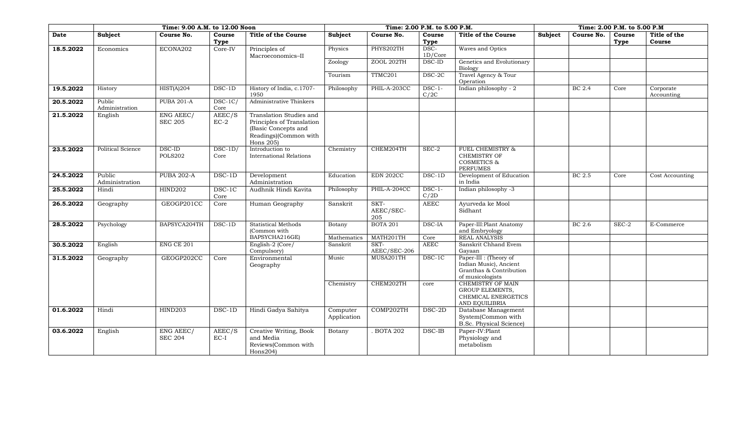| | Time: 9.00 A.M. to 12.00 Noon | | | | Time: 2.00 P.M. to 5.00 P.M. | | | | Time: 2.00 P.M. to 5.00 P.M | | | |
|---|---|---|---|---|---|---|---|---|---|---|---|---|
| **Date** | **Subject** | **Course No.** | **Course Type** | **Title of the Course** | **Subject** | **Course No.** | **Course Type** | **Title of the Course** | **Subject** | **Course No.** | **Course Type** | **Title of the Course** |
| **18.5.2022** | Economics | ECONA202 | Core-IV | Principles of Macroeconomics–II | Physics | PHYS202TH | DSC-1D/Core | Waves and Optics | | | | |
| | | | | | Zoology | ZOOL 202TH | DSC-ID | Genetics and Evolutionary Biology | | | | |
| | | | | | Tourism | TTMC201 | DSC-2C | Travel Agency & Tour Operation | | | | |
| **19.5.2022** | History | HIST(A)204 | DSC-1D | History of India, c.1707-1950 | Philosophy | PHIL-A-203CC | DSC-1-C/2C | Indian philosophy - 2 | | BC 2.4 | Core | Corporate Accounting |
| **20.5.2022** | Public Administration | PUBA 201-A | DSC-1C/ Core | Administrative Thinkers | | | | | | | | |
| **21.5.2022** | English | ENG AEEC/ SEC 205 | AEEC/S EC-2 | Translation Studies and Principles of Translation (Basic Concepts and Readings)(Common with Hons 205) | | | | | | | | |
| **23.5.2022** | Political Science | DSC-ID POLS202 | DSC-1D/ Core | Introduction to International Relations | Chemistry | CHEM204TH | SEC-2 | FUEL CHEMISTRY & CHEMISTRY OF COSMETICS & PERFUMES | | | | |
| **24.5.2022** | Public Administration | PUBA 202-A | DSC-1D | Development Administration | Education | EDN 202CC | DSC-1D | Development of Education in India | | BC 2.5 | Core | Cost Accounting |
| **25.5.2022** | Hindi | HIND202 | DSC-1C Core | Audhnik Hindi Kavita | Philosophy | PHIL-A-204CC | DSC-1-C/2D | Indian philosophy -3 | | | | |
| **26.5.2022** | Geography | GEOGP201CC | Core | Human Geography | Sanskrit | SKT-AEEC/SEC-205 | AEEC | Ayurveda ke Mool Sidhant | | | | |
| **28.5.2022** | Psychology | BAPSYCA204TH | DSC-1D | Statistical Methods (Common with BAPSYCHA216GE) | Botany | BOTA 201 | DSC-IA | Paper-III:Plant Anatomy and Embryology | | BC 2.6 | SEC-2 | E-Commerce |
| | | | | | Mathematics | MATH201TH | Core | REAL ANALYSIS | | | | |
| **30.5.2022** | English | ENG CE 201 | | English-2 (Core/ Compulsory) | Sanskrit | SKT-AEEC/SEC-206 | AEEC | Sanskrit Chhand Evem Gayaan | | | | |
| **31.5.2022** | Geography | GEOGP202CC | Core | Environmental Geography | Music | MUSA201TH | DSC-1C | Paper-III : (Theory of Indian Music), Ancient Granthas & Contribution of musicologists | | | | |
| | | | | | Chemistry | CHEM202TH | core | CHEMISTRY OF MAIN GROUP ELEMENTS, CHEMICAL ENERGETICS AND EQUILIBRIA | | | | |
| **01.6.2022** | Hindi | HIND203 | DSC-1D | Hindi Gadya Sahitya | Computer Application | COMP202TH | DSC-2D | Database Management System(Common with B.Sc. Physical Science) | | | | |
| **03.6.2022** | English | ENG AEEC/ SEC 204 | AEEC/S EC-I | Creative Writing, Book and Media Reviews(Common with Hons204) | Botany | . BOTA 202 | DSC-IB | Paper-IV:Plant Physiology and metabolism | | | | |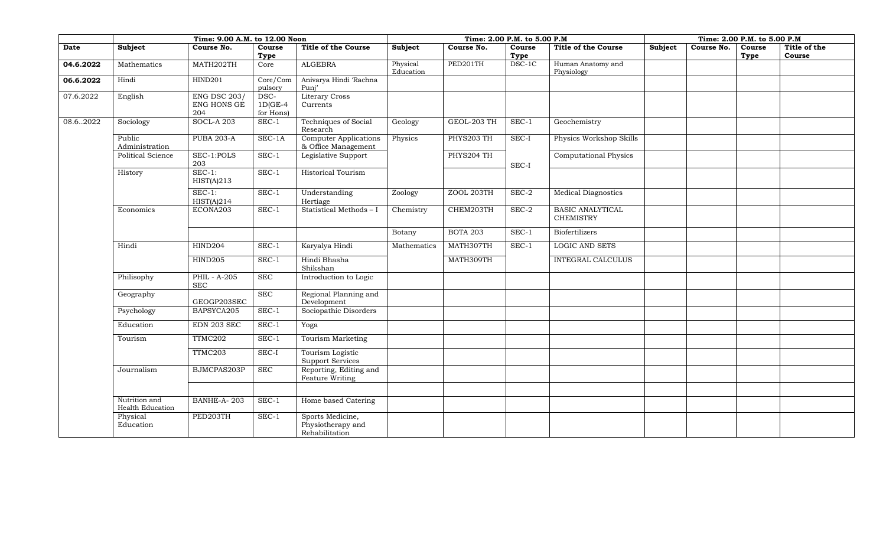| | Time: 9.00 A.M. to 12.00 Noon | | | | Time: 2.00 P.M. to 5.00 P.M | | | | Time: 2.00 P.M. to 5.00 P.M | | | |
|---|---|---|---|---|---|---|---|---|---|---|---|---|
| **Date** | **Subject** | **Course No.** | **Course Type** | **Title of the Course** | **Subject** | **Course No.** | **Course Type** | **Title of the Course** | **Subject** | **Course No.** | **Course Type** | **Title of the Course** |
| **04.6.2022** | Mathematics | MATH202TH | Core | ALGEBRA | Physical Education | PED201TH | DSC-1C | Human Anatomy and Physiology | | | | |
| **06.6.2022** | Hindi | HIND201 | Core/Compulsory | Anivarya Hindi 'Rachna Punj' | | | | | | | | |
| 07.6.2022 | English | ENG DSC 203/ ENG HONS GE 204 | DSC-1D(GE-4 for Hons) | Literary Cross Currents | | | | | | | | |
| 08.6..2022 | Sociology | SOCL-A 203 | SEC-1 | Techniques of Social Research | Geology | GEOL-203 TH | SEC-1 | Geochemistry | | | | |
| | Public Administration | PUBA 203-A | SEC-1A | Computer Applications & Office Management | Physics | PHYS203 TH | SEC-I | Physics Workshop Skills | | | | |
| | Political Science | SEC-1:POLS 203 | SEC-1 | Legislative Support | | PHYS204 TH | SEC-I | Computational Physics | | | | |
| | History | SEC-1: HIST(A)213 | SEC-1 | Historical Tourism | | | | | | | | |
| | | SEC-1: HIST(A)214 | SEC-1 | Understanding Hertiage | Zoology | ZOOL 203TH | SEC-2 | Medical Diagnostics | | | | |
| | Economics | ECONA203 | SEC-1 | Statistical Methods – I | Chemistry | CHEM203TH | SEC-2 | BASIC ANALYTICAL CHEMISTRY | | | | |
| | | | | | Botany | BOTA 203 | SEC-1 | Biofertilizers | | | | |
| | Hindi | HIND204 | SEC-1 | Karyalya Hindi | Mathematics | MATH307TH | SEC-1 | LOGIC AND SETS | | | | |
| | | HIND205 | SEC-1 | Hindi Bhasha Shikshan | | MATH309TH | | INTEGRAL CALCULUS | | | | |
| | Philisophy | PHIL - A-205 SEC | SEC | Introduction to Logic | | | | | | | | |
| | Geography | GEOGP203SEC | SEC | Regional Planning and Development | | | | | | | | |
| | Psychology | BAPSYCA205 | SEC-1 | Sociopathic Disorders | | | | | | | | |
| | Education | EDN 203 SEC | SEC-1 | Yoga | | | | | | | | |
| | Tourism | TTMC202 | SEC-1 | Tourism Marketing | | | | | | | | |
| | | TTMC203 | SEC-I | Tourism Logistic Support Services | | | | | | | | |
| | Journalism | BJMCPAS203P | SEC | Reporting, Editing and Feature Writing | | | | | | | | |
| | | | | | | | | | | | | |
| | Nutrition and Health Education | BANHE-A- 203 | SEC-1 | Home based Catering | | | | | | | | |
| | Physical Education | PED203TH | SEC-1 | Sports Medicine, Physiotherapy and Rehabilitation | | | | | | | | |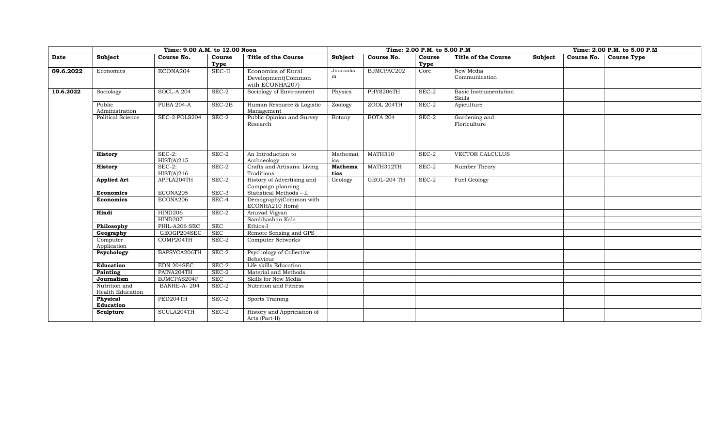| | Time: 9.00 A.M. to 12.00 Noon | | | | Time: 2.00 P.M. to 5.00 P.M | | | | Time: 2.00 P.M. to 5.00 P.M | | |
|---|---|---|---|---|---|---|---|---|---|---|---|
| **Date** | **Subject** | **Course No.** | **Course Type** | **Title of the Course** | **Subject** | **Course No.** | **Course Type** | **Title of the Course** | **Subject** | **Course No.** | **Course Type** |
| **09.6.2022** | Economics | ECONA204 | SEC-II | Economics of Rural Development(Common with ECONHA207) | Journalism | BJMCPAC202 | Core | New Media Communication | | | |
| **10.6.2022** | Sociology | SOCL-A 204 | SEC-2 | Sociology of Environment | Physics | PHYS206TH | SEC-2 | Basic Instrumentation Skills | | | |
| | Public Administration | PUBA 204-A | SEC-2B | Human Resource & Logistic Management | Zoology | ZOOL 204TH | SEC-2 | Apiculture | | | |
| | Political Science | SEC-2:POLS204 | SEC-2 | Public Opinion and Survey Research | Botany | BOTA 204 | SEC-2 | Gardening and Floriculture | | | |
| | **History** | SEC-2: HIST(A)215 | SEC-2 | An Introduction to Archaeology | Mathematics | MATH310 | SEC-2 | VECTOR CALCULUS | | | |
| | **History** | SEC-2: HIST(A)216 | SEC-2 | Crafts and Artisans: Living Traditions | **Mathematics** | MATH312TH | SEC-2 | Number Theory | | | |
| | **Applied Art** | APPLA204TH | SEC-2 | History of Advertising and Campaign planning | Geology | GEOL-204 TH | SEC-2 | Fuel Geology | | | |
| | **Economics** | ECONA205 | SEC-3 | Statistical Methods – II | | | | | | | |
| | **Economics** | ECONA206 | SEC-4 | Demography(Common with ECONHA210 Hons) | | | | | | | |
| | **Hindi** | HIND206 | SEC-2 | Anuvad Vigyan | | | | | | | |
| | | HIND207 | | Sambhashan Kala | | | | | | | |
| | **Philosophy** | PHIL-A206 SEC | SEC | Ethics-I | | | | | | | |
| | **Geography** | GEOGP204SEC | SEC | Remote Sensing and GPS | | | | | | | |
| | Computer Application | COMP204TH | SEC-2 | Computer Networks | | | | | | | |
| | **Psychology** | BAPSYCA206TH | SEC-2 | Psychology of Collective Behaviour | | | | | | | |
| | **Education** | EDN 204SEC | SEC-2 | Life skills Education | | | | | | | |
| | **Painting** | PAINA204TH | SEC-2 | Material and Methods | | | | | | | |
| | **Journalism** | BJMCPAS204P | SEC | Skills for New Media | | | | | | | |
| | Nutrition and Health Education | BANHE-A- 204 | SEC-2 | Nutrition and Fitness | | | | | | | |
| | **Physical Education** | PED204TH | SEC-2 | Sports Training | | | | | | | |
| | **Sculpture** | SCULA204TH | SEC-2 | History and Appriciation of Arts (Part-II) | | | | | | | |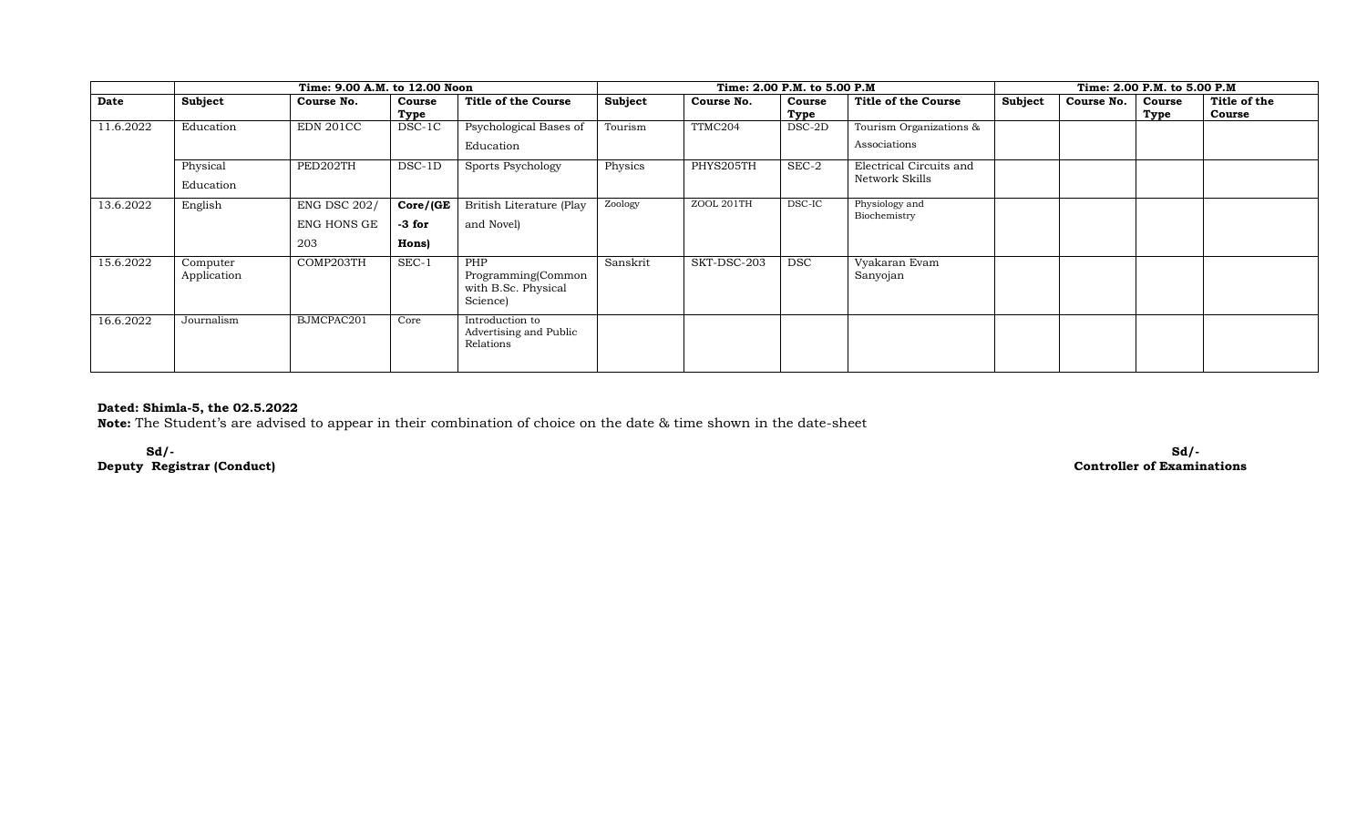| | Time: 9.00 A.M. to 12.00 Noon | | | | Time: 2.00 P.M. to 5.00 P.M | | | | Time: 2.00 P.M. to 5.00 P.M | | | |
|---|---|---|---|---|---|---|---|---|---|---|---|---|
| **Date** | **Subject** | **Course No.** | **Course Type** | **Title of the Course** | **Subject** | **Course No.** | **Course Type** | **Title of the Course** | **Subject** | **Course No.** | **Course Type** | **Title of the Course** |
| 11.6.2022 | Education | EDN 201CC | DSC-1C | Psychological Bases of Education | Tourism | TTMC204 | DSC-2D | Tourism Organizations & Associations | | | | |
| | Physical Education | PED202TH | DSC-1D | Sports Psychology | Physics | PHYS205TH | SEC-2 | Electrical Circuits and Network Skills | | | | |
| 13.6.2022 | English | ENG DSC 202/ ENG HONS GE 203 | **Core/(GE -3 for Hons)** | British Literature (Play and Novel) | Zoology | ZOOL 201TH | DSC-IC | Physiology and Biochemistry | | | | |
| 15.6.2022 | Computer Application | COMP203TH | SEC-1 | PHP Programming(Common with B.Sc. Physical Science) | Sanskrit | SKT-DSC-203 | DSC | Vyakaran Evam Sanyojan | | | | |
| 16.6.2022 | Journalism | BJMCPAC201 | Core | Introduction to Advertising and Public Relations | | | | | | | | |

**Dated: Shimla-5, the 02.5.2022**

**Note:** The Student's are advised to appear in their combination of choice on the date & time shown in the date-sheet

**Sd/-**
**Deputy Registrar (Conduct)**

**Sd/-**
**Controller of Examinations**